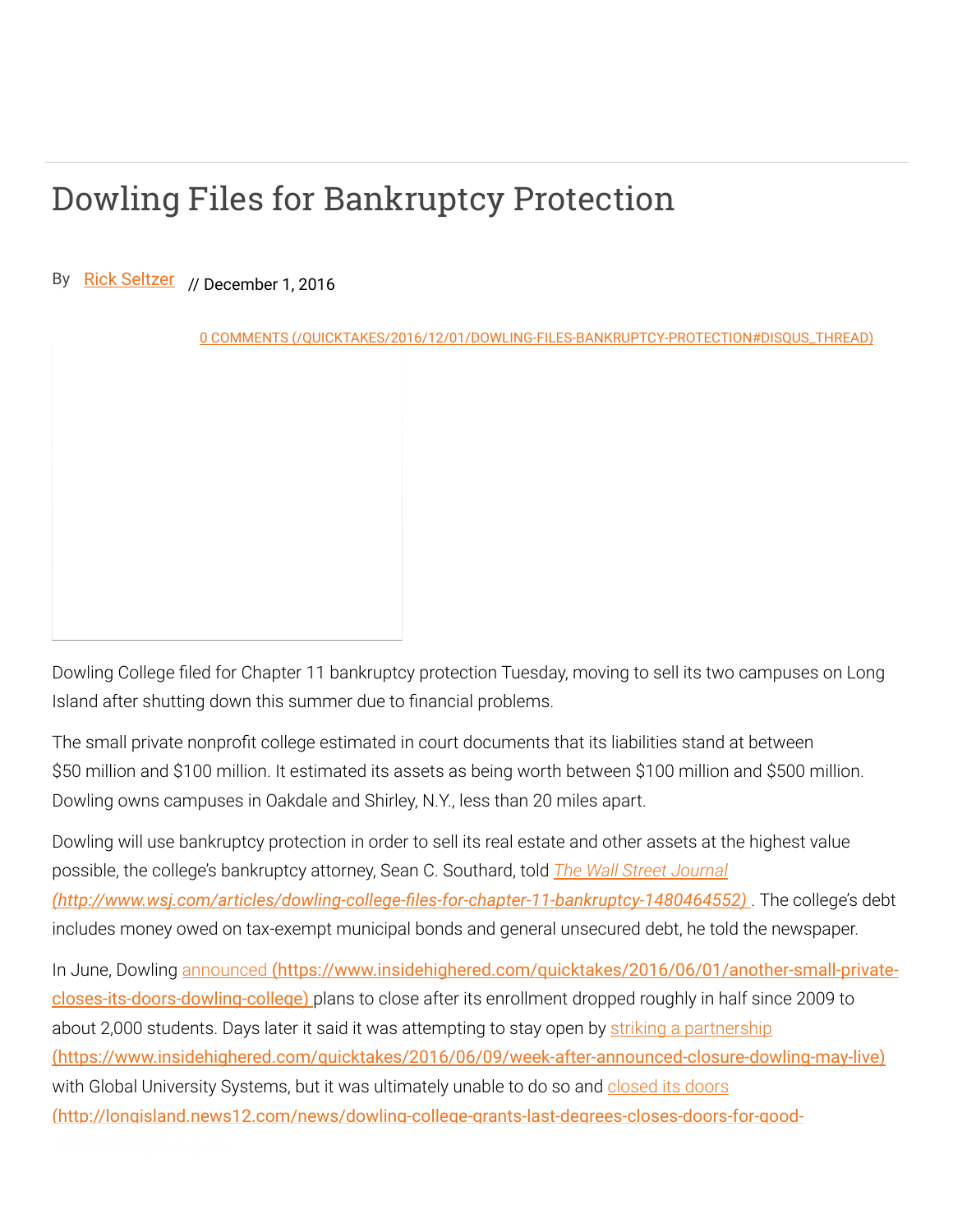# Dowling Files for Bankruptcy Protection

By [Rick Seltzer] // December 1, 2016

0 COMMENTS (/QUICKTAKES/2016/12/01/DOWLING-FILES-BANKRUPTCY-PROTECTION#DISQUS_THREAD)

Dowling College filed for Chapter 11 bankruptcy protection Tuesday, moving to sell its two campuses on Long Island after shutting down this summer due to financial problems.

The small private nonprofit college estimated in court documents that its liabilities stand at between $50 million and $100 million. It estimated its assets as being worth between $100 million and $500 million. Dowling owns campuses in Oakdale and Shirley, N.Y., less than 20 miles apart.

Dowling will use bankruptcy protection in order to sell its real estate and other assets at the highest value possible, the college's bankruptcy attorney, Sean C. Southard, told *The Wall Street Journal* (http://www.wsj.com/articles/dowling-college-files-for-chapter-11-bankruptcy-1480464552). The college's debt includes money owed on tax-exempt municipal bonds and general unsecured debt, he told the newspaper.

In June, Dowling announced (https://www.insidehighered.com/quicktakes/2016/06/01/another-small-private-closes-its-doors-dowling-college) plans to close after its enrollment dropped roughly in half since 2009 to about 2,000 students. Days later it said it was attempting to stay open by striking a partnership (https://www.insidehighered.com/quicktakes/2016/06/09/week-after-announced-closure-dowling-may-live) with Global University Systems, but it was ultimately unable to do so and closed its doors (http://longisland.news12.com/news/dowling-college-grants-last-degrees-closes-doors-for-good-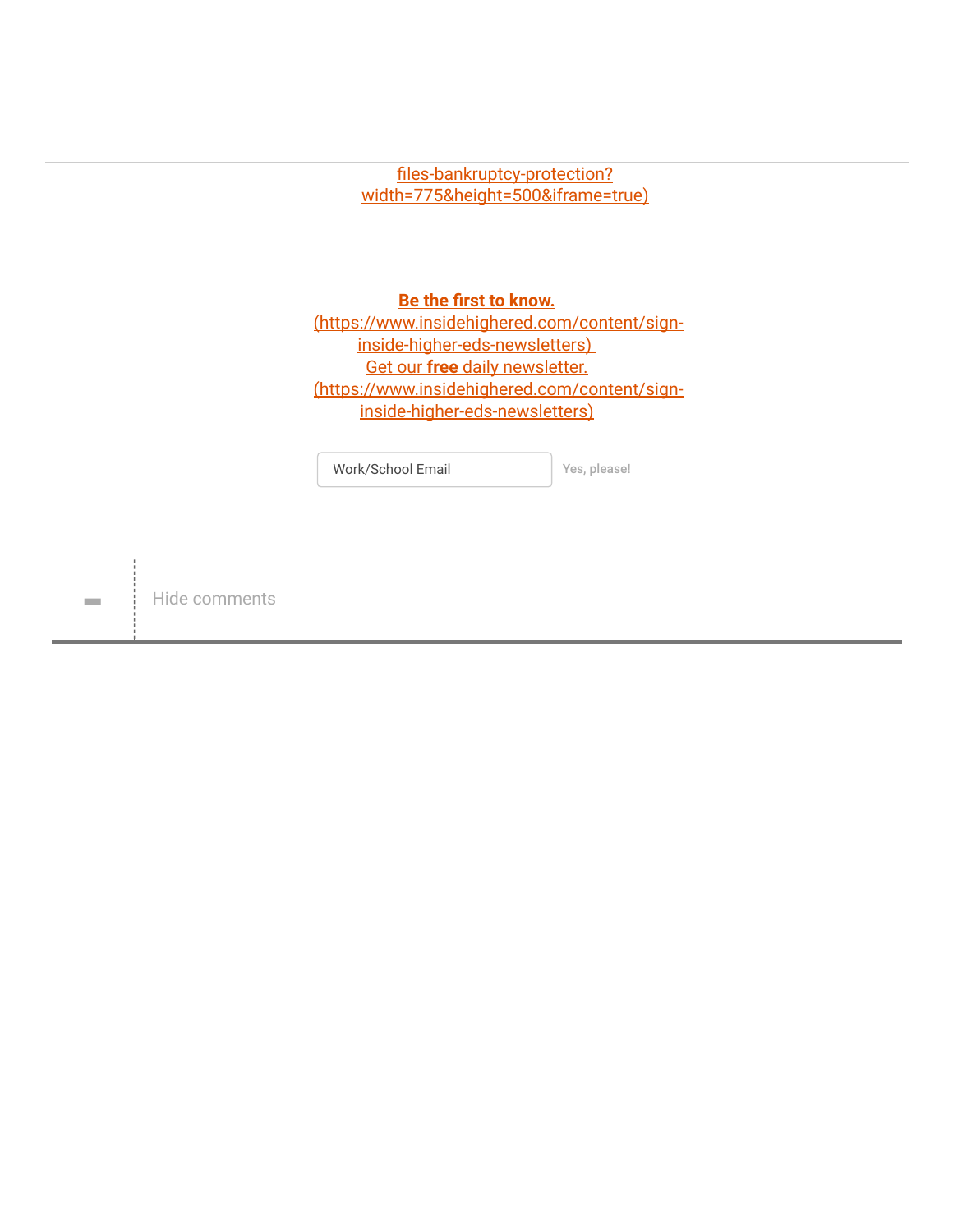files-bankruptcy-protection?
width=775&height=500&iframe=true)

**Be the first to know.**
(https://www.insidehighered.com/content/sign-inside-higher-eds-newsletters)
Get our **free** daily newsletter.
(https://www.insidehighered.com/content/sign-inside-higher-eds-newsletters)

Work/School Email

Yes, please!

Hide comments